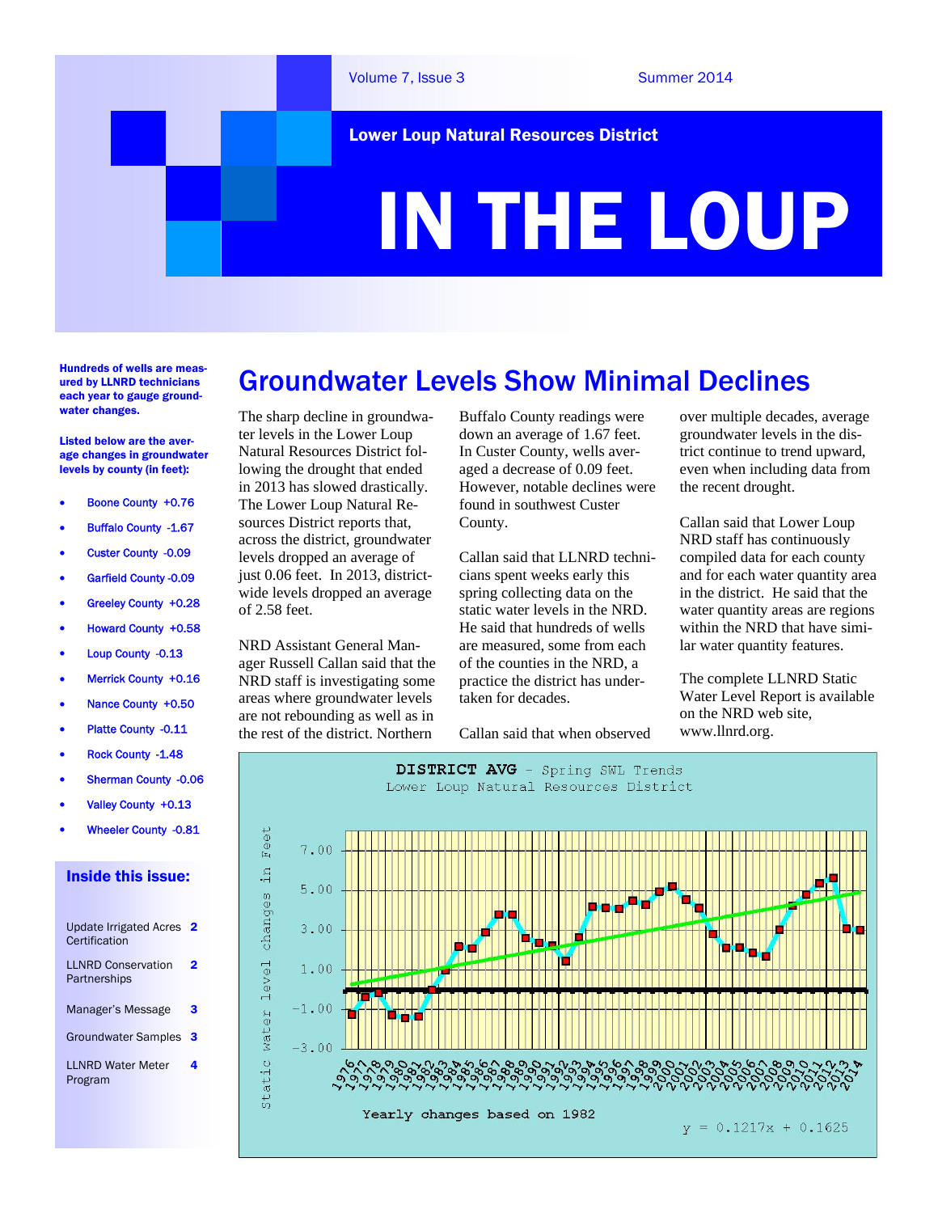Volume 7, Issue 3 Summer 2014

**Lower Loup Natural Resources District**

# IN THE LOUP

**Hundreds of wells are measured by LLNRD technicians each year to gauge groundwater changes.**

**Listed below are the average changes in groundwater levels by county (in feet):**

- Boone County +0.76
- Buffalo County -1.67
- Custer County -0.09
- Garfield County -0.09
- Greeley County +0.28
- Howard County +0.58
- Loup County -0.13
- Merrick County +0.16
- Nance County +0.50
- Platte County -0.11
- Rock County -1.48
- Sherman County -0.06
- Valley County +0.13
- Wheeler County -0.81

**Inside this issue:**

| | |
|---|---|
| Update Irrigated Acres Certification | 2 |
| LLNRD Conservation Partnerships | 2 |
| Manager's Message | 3 |
| Groundwater Samples | 3 |
| LLNRD Water Meter Program | 4 |

## Groundwater Levels Show Minimal Declines

The sharp decline in groundwater levels in the Lower Loup Natural Resources District following the drought that ended in 2013 has slowed drastically. The Lower Loup Natural Resources District reports that, across the district, groundwater levels dropped an average of just 0.06 feet. In 2013, district-wide levels dropped an average of 2.58 feet.

NRD Assistant General Manager Russell Callan said that the NRD staff is investigating some areas where groundwater levels are not rebounding as well as in the rest of the district. Northern Buffalo County readings were down an average of 1.67 feet. In Custer County, wells averaged a decrease of 0.09 feet. However, notable declines were found in southwest Custer County.

Callan said that LLNRD technicians spent weeks early this spring collecting data on the static water levels in the NRD. He said that hundreds of wells are measured, some from each of the counties in the NRD, a practice the district has undertaken for decades.

Callan said that when observed over multiple decades, average groundwater levels in the district continue to trend upward, even when including data from the recent drought.

Callan said that Lower Loup NRD staff has continuously compiled data for each county and for each water quantity area in the district. He said that the water quantity areas are regions within the NRD that have similar water quantity features.

The complete LLNRD Static Water Level Report is available on the NRD web site, www.llnrd.org.

**DISTRICT AVG** - Spring SWL Trends
Lower Loup Natural Resources District

Static water level changes in Feet (y-axis: -3.00 to 7.00); years 1976–2014

Yearly changes based on 1982

$y = 0.1217x + 0.1625$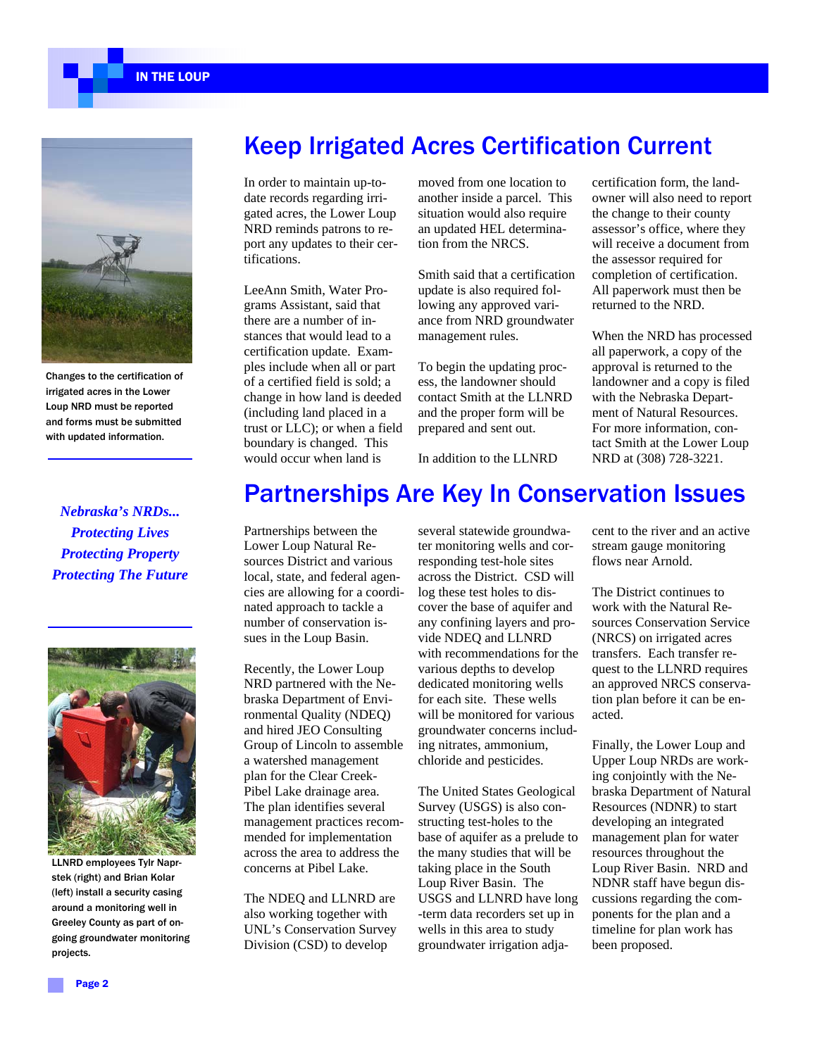# Keep Irrigated Acres Certification Current

In order to maintain up-to-date records regarding irrigated acres, the Lower Loup NRD reminds patrons to report any updates to their certifications.

LeeAnn Smith, Water Programs Assistant, said that there are a number of instances that would lead to a certification update. Examples include when all or part of a certified field is sold; a change in how land is deeded (including land placed in a trust or LLC); or when a field boundary is changed. This would occur when land is moved from one location to another inside a parcel. This situation would also require an updated HEL determination from the NRCS.

Smith said that a certification update is also required following any approved variance from NRD groundwater management rules.

To begin the updating process, the landowner should contact Smith at the LLNRD and the proper form will be prepared and sent out.

In addition to the LLNRD certification form, the landowner will also need to report the change to their county assessor's office, where they will receive a document from the assessor required for completion of certification. All paperwork must then be returned to the NRD.

When the NRD has processed all paperwork, a copy of the approval is returned to the landowner and a copy is filed with the Nebraska Department of Natural Resources. For more information, contact Smith at the Lower Loup NRD at (308) 728-3221.

Changes to the certification of irrigated acres in the Lower Loup NRD must be reported and forms must be submitted with updated information.

*Nebraska's NRDs...*
*Protecting Lives*
*Protecting Property*
*Protecting The Future*

# Partnerships Are Key In Conservation Issues

Partnerships between the Lower Loup Natural Resources District and various local, state, and federal agencies are allowing for a coordinated approach to tackle a number of conservation issues in the Loup Basin.

Recently, the Lower Loup NRD partnered with the Nebraska Department of Environmental Quality (NDEQ) and hired JEO Consulting Group of Lincoln to assemble a watershed management plan for the Clear Creek-Pibel Lake drainage area. The plan identifies several management practices recommended for implementation across the area to address the concerns at Pibel Lake.

The NDEQ and LLNRD are also working together with UNL's Conservation Survey Division (CSD) to develop several statewide groundwater monitoring wells and corresponding test-hole sites across the District. CSD will log these test holes to discover the base of aquifer and any confining layers and provide NDEQ and LLNRD with recommendations for the various depths to develop dedicated monitoring wells for each site. These wells will be monitored for various groundwater concerns including nitrates, ammonium, chloride and pesticides.

The United States Geological Survey (USGS) is also constructing test-holes to the base of aquifer as a prelude to the many studies that will be taking place in the South Loup River Basin. The USGS and LLNRD have long-term data recorders set up in wells in this area to study groundwater irrigation adjacent to the river and an active stream gauge monitoring flows near Arnold.

The District continues to work with the Natural Resources Conservation Service (NRCS) on irrigated acres transfers. Each transfer request to the LLNRD requires an approved NRCS conservation plan before it can be enacted.

Finally, the Lower Loup and Upper Loup NRDs are working conjointly with the Nebraska Department of Natural Resources (NDNR) to start developing an integrated management plan for water resources throughout the Loup River Basin. NRD and NDNR staff have begun discussions regarding the components for the plan and a timeline for plan work has been proposed.

LLNRD employees Tylr Naprstek (right) and Brian Kolar (left) install a security casing around a monitoring well in Greeley County as part of ongoing groundwater monitoring projects.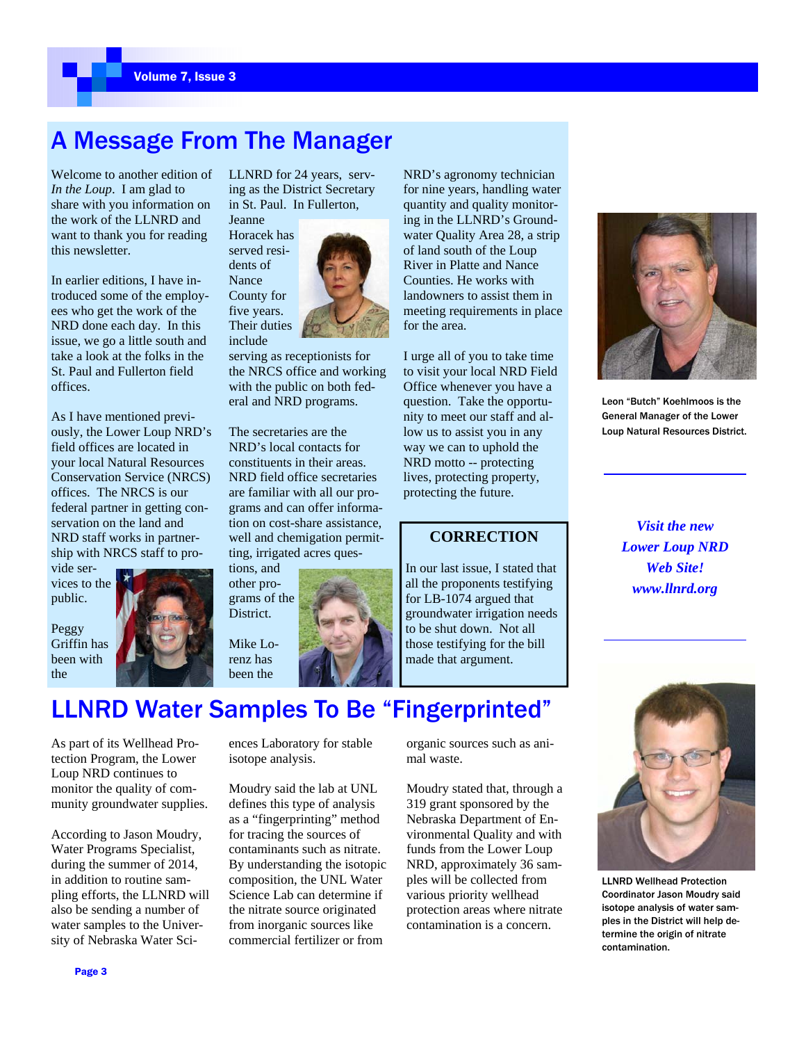## A Message From The Manager

Welcome to another edition of *In the Loup*. I am glad to share with you information on the work of the LLNRD and want to thank you for reading this newsletter.

In earlier editions, I have introduced some of the employees who get the work of the NRD done each day. In this issue, we go a little south and take a look at the folks in the St. Paul and Fullerton field offices.

As I have mentioned previously, the Lower Loup NRD's field offices are located in your local Natural Resources Conservation Service (NRCS) offices. The NRCS is our federal partner in getting conservation on the land and NRD staff works in partnership with NRCS staff to provide services to the public.

Peggy Griffin has been with the LLNRD for 24 years, serving as the District Secretary in St. Paul. In Fullerton, Jeanne Horacek has served residents of Nance County for five years. Their duties include serving as receptionists for the NRCS office and working with the public on both federal and NRD programs.

The secretaries are the NRD's local contacts for constituents in their areas. NRD field office secretaries are familiar with all our programs and can offer information on cost-share assistance, well and chemigation permitting, irrigated acres questions, and other programs of the District.

Mike Lorenz has been the NRD's agronomy technician for nine years, handling water quantity and quality monitoring in the LLNRD's Groundwater Quality Area 28, a strip of land south of the Loup River in Platte and Nance Counties. He works with landowners to assist them in meeting requirements in place for the area.

I urge all of you to take time to visit your local NRD Field Office whenever you have a question. Take the opportunity to meet our staff and allow us to assist you in any way we can to uphold the NRD motto -- protecting lives, protecting property, protecting the future.

### CORRECTION

In our last issue, I stated that all the proponents testifying for LB-1074 argued that groundwater irrigation needs to be shut down. Not all those testifying for the bill made that argument.

Leon "Butch" Koehlmoos is the General Manager of the Lower Loup Natural Resources District.

*Visit the new Lower Loup NRD Web Site!*
*www.llnrd.org*

## LLNRD Water Samples To Be "Fingerprinted"

As part of its Wellhead Protection Program, the Lower Loup NRD continues to monitor the quality of community groundwater supplies.

According to Jason Moudry, Water Programs Specialist, during the summer of 2014, in addition to routine sampling efforts, the LLNRD will also be sending a number of water samples to the University of Nebraska Water Sciences Laboratory for stable isotope analysis.

Moudry said the lab at UNL defines this type of analysis as a "fingerprinting" method for tracing the sources of contaminants such as nitrate. By understanding the isotopic composition, the UNL Water Science Lab can determine if the nitrate source originated from inorganic sources like commercial fertilizer or from organic sources such as animal waste.

Moudry stated that, through a 319 grant sponsored by the Nebraska Department of Environmental Quality and with funds from the Lower Loup NRD, approximately 36 samples will be collected from various priority wellhead protection areas where nitrate contamination is a concern.

LLNRD Wellhead Protection Coordinator Jason Moudry said isotope analysis of water samples in the District will help determine the origin of nitrate contamination.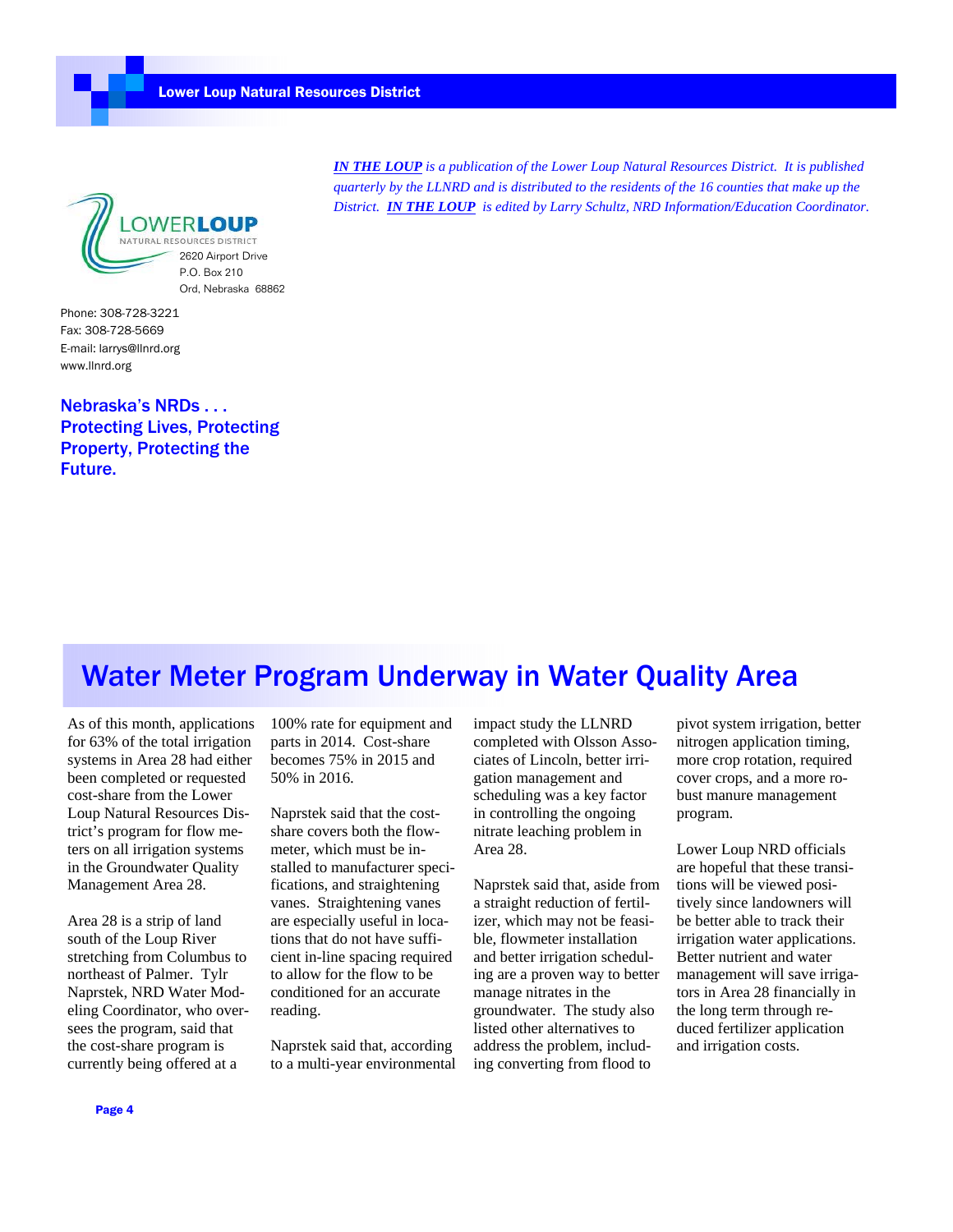*__IN THE LOUP__ is a publication of the Lower Loup Natural Resources District. It is published quarterly by the LLNRD and is distributed to the residents of the 16 counties that make up the District. __IN THE LOUP__ is edited by Larry Schultz, NRD Information/Education Coordinator.*

LOWER LOUP NATURAL RESOURCES DISTRICT
2620 Airport Drive
P.O. Box 210
Ord, Nebraska 68862

Phone: 308-728-3221
Fax: 308-728-5669
E-mail: larrys@llnrd.org
www.llnrd.org

**Nebraska's NRDs . . . Protecting Lives, Protecting Property, Protecting the Future.**

# Water Meter Program Underway in Water Quality Area

As of this month, applications for 63% of the total irrigation systems in Area 28 had either been completed or requested cost-share from the Lower Loup Natural Resources District's program for flow meters on all irrigation systems in the Groundwater Quality Management Area 28.

Area 28 is a strip of land south of the Loup River stretching from Columbus to northeast of Palmer. Tylr Naprstek, NRD Water Modeling Coordinator, who oversees the program, said that the cost-share program is currently being offered at a 100% rate for equipment and parts in 2014. Cost-share becomes 75% in 2015 and 50% in 2016.

Naprstek said that the cost-share covers both the flowmeter, which must be installed to manufacturer specifications, and straightening vanes. Straightening vanes are especially useful in locations that do not have sufficient in-line spacing required to allow for the flow to be conditioned for an accurate reading.

Naprstek said that, according to a multi-year environmental impact study the LLNRD completed with Olsson Associates of Lincoln, better irrigation management and scheduling was a key factor in controlling the ongoing nitrate leaching problem in Area 28.

Naprstek said that, aside from a straight reduction of fertilizer, which may not be feasible, flowmeter installation and better irrigation scheduling are a proven way to better manage nitrates in the groundwater. The study also listed other alternatives to address the problem, including converting from flood to pivot system irrigation, better nitrogen application timing, more crop rotation, required cover crops, and a more robust manure management program.

Lower Loup NRD officials are hopeful that these transitions will be viewed positively since landowners will be better able to track their irrigation water applications. Better nutrient and water management will save irrigators in Area 28 financially in the long term through reduced fertilizer application and irrigation costs.